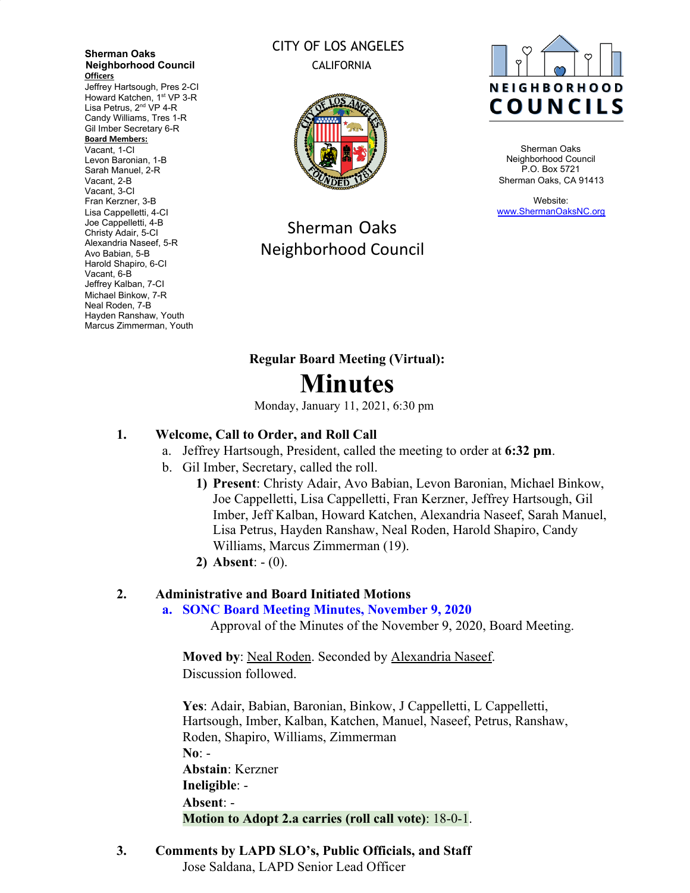**Sherman Oaks Neighborhood Council**

**Officers**

Jeffrey Hartsough, Pres 2-CI
Howard Katchen, 1st VP 3-R
Lisa Petrus, 2nd VP 4-R
Candy Williams, Tres 1-R
Gil Imber Secretary 6-R

**Board Members:**

Vacant, 1-CI
Levon Baronian, 1-B
Sarah Manuel, 2-R
Vacant, 2-B
Vacant, 3-CI
Fran Kerzner, 3-B
Lisa Cappelletti, 4-CI
Joe Cappelletti, 4-B
Christy Adair, 5-CI
Alexandria Naseef, 5-R
Avo Babian, 5-B
Harold Shapiro, 6-CI
Vacant, 6-B
Jeffrey Kalban, 7-CI
Michael Binkow, 7-R
Neal Roden, 7-B
Hayden Ranshaw, Youth
Marcus Zimmerman, Youth

CITY OF LOS ANGELES
CALIFORNIA

Sherman Oaks Neighborhood Council

NEIGHBORHOOD COUNCILS

Sherman Oaks
Neighborhood Council
P.O. Box 5721
Sherman Oaks, CA 91413

Website:
www.ShermanOaksNC.org

**Regular Board Meeting (Virtual):**

# Minutes

Monday, January 11, 2021, 6:30 pm

## 1. Welcome, Call to Order, and Roll Call

a. Jeffrey Hartsough, President, called the meeting to order at **6:32 pm**.

b. Gil Imber, Secretary, called the roll.

1) **Present**: Christy Adair, Avo Babian, Levon Baronian, Michael Binkow, Joe Cappelletti, Lisa Cappelletti, Fran Kerzner, Jeffrey Hartsough, Gil Imber, Jeff Kalban, Howard Katchen, Alexandria Naseef, Sarah Manuel, Lisa Petrus, Hayden Ranshaw, Neal Roden, Harold Shapiro, Candy Williams, Marcus Zimmerman (19).

2) **Absent**: - (0).

## 2. Administrative and Board Initiated Motions

**a. SONC Board Meeting Minutes, November 9, 2020**

Approval of the Minutes of the November 9, 2020, Board Meeting.

**Moved by**: Neal Roden. Seconded by Alexandria Naseef.
Discussion followed.

**Yes**: Adair, Babian, Baronian, Binkow, J Cappelletti, L Cappelletti, Hartsough, Imber, Kalban, Katchen, Manuel, Naseef, Petrus, Ranshaw, Roden, Shapiro, Williams, Zimmerman
**No**: -
**Abstain**: Kerzner
**Ineligible**: -
**Absent**: -
**Motion to Adopt 2.a carries (roll call vote)**: 18-0-1.

## 3. Comments by LAPD SLO's, Public Officials, and Staff

Jose Saldana, LAPD Senior Lead Officer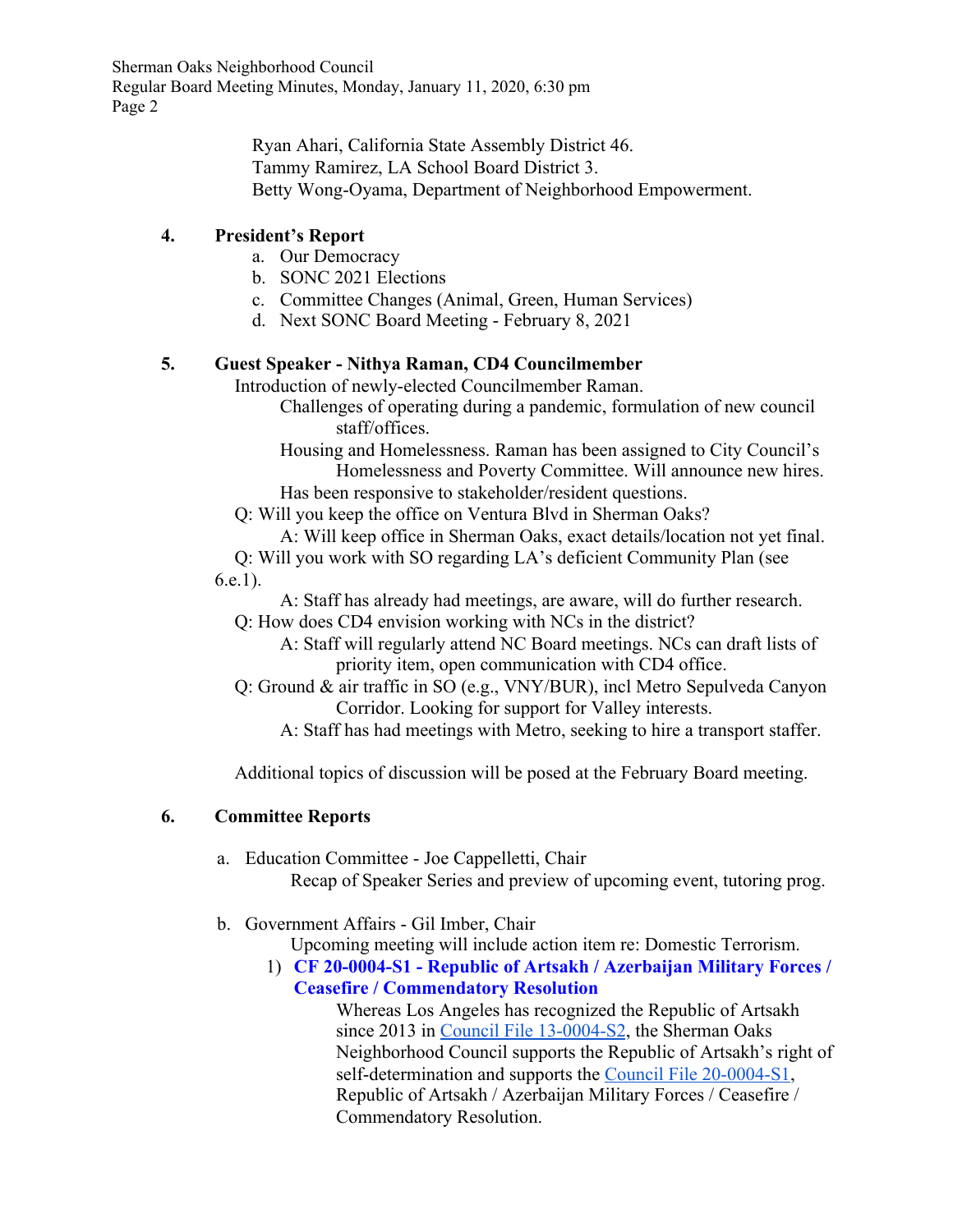Ryan Ahari, California State Assembly District 46.
Tammy Ramirez, LA School Board District 3.
Betty Wong-Oyama, Department of Neighborhood Empowerment.

**4. President's Report**

a. Our Democracy
b. SONC 2021 Elections
c. Committee Changes (Animal, Green, Human Services)
d. Next SONC Board Meeting - February 8, 2021

**5. Guest Speaker - Nithya Raman, CD4 Councilmember**

Introduction of newly-elected Councilmember Raman.

Challenges of operating during a pandemic, formulation of new council staff/offices.

Housing and Homelessness. Raman has been assigned to City Council's Homelessness and Poverty Committee. Will announce new hires.

Has been responsive to stakeholder/resident questions.

Q: Will you keep the office on Ventura Blvd in Sherman Oaks?

A: Will keep office in Sherman Oaks, exact details/location not yet final.

Q: Will you work with SO regarding LA's deficient Community Plan (see 6.e.1).

A: Staff has already had meetings, are aware, will do further research.

Q: How does CD4 envision working with NCs in the district?

A: Staff will regularly attend NC Board meetings. NCs can draft lists of priority item, open communication with CD4 office.

Q: Ground & air traffic in SO (e.g., VNY/BUR), incl Metro Sepulveda Canyon Corridor. Looking for support for Valley interests.

A: Staff has had meetings with Metro, seeking to hire a transport staffer.

Additional topics of discussion will be posed at the February Board meeting.

**6. Committee Reports**

a. Education Committee - Joe Cappelletti, Chair

Recap of Speaker Series and preview of upcoming event, tutoring prog.

b. Government Affairs - Gil Imber, Chair

Upcoming meeting will include action item re: Domestic Terrorism.

1) **CF 20-0004-S1 - Republic of Artsakh / Azerbaijan Military Forces / Ceasefire / Commendatory Resolution**

Whereas Los Angeles has recognized the Republic of Artsakh since 2013 in Council File 13-0004-S2, the Sherman Oaks Neighborhood Council supports the Republic of Artsakh's right of self-determination and supports the Council File 20-0004-S1, Republic of Artsakh / Azerbaijan Military Forces / Ceasefire / Commendatory Resolution.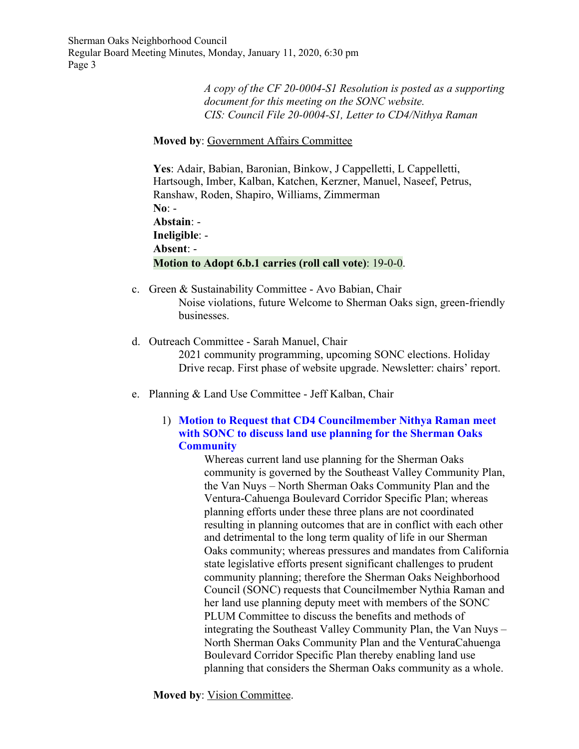*A copy of the CF 20-0004-S1 Resolution is posted as a supporting document for this meeting on the SONC website.*
*CIS: Council File 20-0004-S1, Letter to CD4/Nithya Raman*

**Moved by**: Government Affairs Committee

**Yes**: Adair, Babian, Baronian, Binkow, J Cappelletti, L Cappelletti, Hartsough, Imber, Kalban, Katchen, Kerzner, Manuel, Naseef, Petrus, Ranshaw, Roden, Shapiro, Williams, Zimmerman
**No**: -
**Abstain**: -
**Ineligible**: -
**Absent**: -
**Motion to Adopt 6.b.1 carries (roll call vote)**: 19-0-0.

c. Green & Sustainability Committee - Avo Babian, Chair
   Noise violations, future Welcome to Sherman Oaks sign, green-friendly businesses.

d. Outreach Committee - Sarah Manuel, Chair
   2021 community programming, upcoming SONC elections. Holiday Drive recap. First phase of website upgrade. Newsletter: chairs' report.

e. Planning & Land Use Committee - Jeff Kalban, Chair

   1) **Motion to Request that CD4 Councilmember Nithya Raman meet with SONC to discuss land use planning for the Sherman Oaks Community**
      Whereas current land use planning for the Sherman Oaks community is governed by the Southeast Valley Community Plan, the Van Nuys – North Sherman Oaks Community Plan and the Ventura-Cahuenga Boulevard Corridor Specific Plan; whereas planning efforts under these three plans are not coordinated resulting in planning outcomes that are in conflict with each other and detrimental to the long term quality of life in our Sherman Oaks community; whereas pressures and mandates from California state legislative efforts present significant challenges to prudent community planning; therefore the Sherman Oaks Neighborhood Council (SONC) requests that Councilmember Nythia Raman and her land use planning deputy meet with members of the SONC PLUM Committee to discuss the benefits and methods of integrating the Southeast Valley Community Plan, the Van Nuys – North Sherman Oaks Community Plan and the VenturaCahuenga Boulevard Corridor Specific Plan thereby enabling land use planning that considers the Sherman Oaks community as a whole.

**Moved by**: Vision Committee.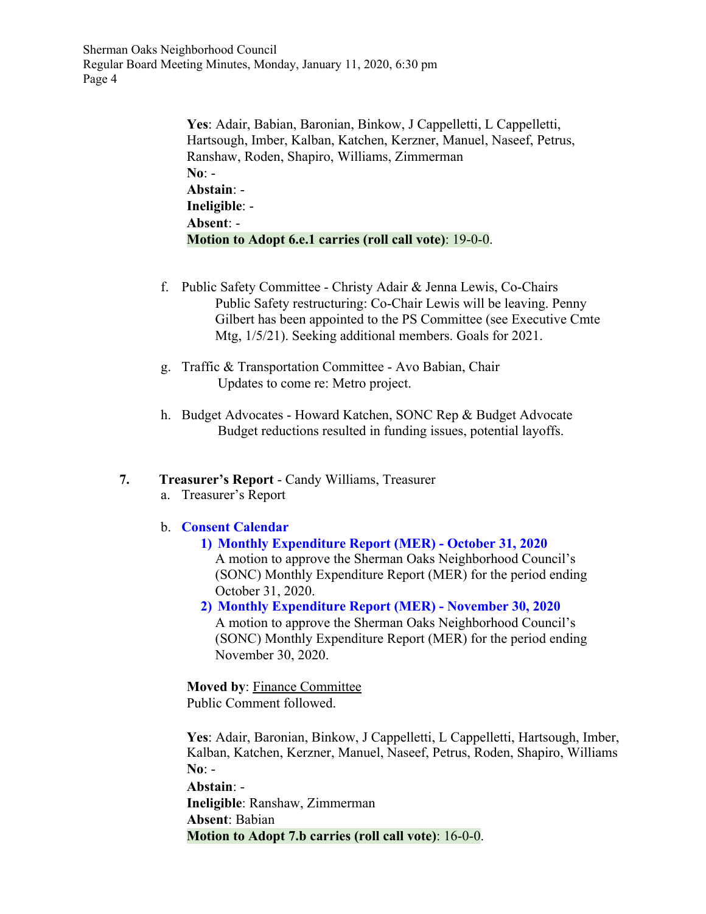**Yes**: Adair, Babian, Baronian, Binkow, J Cappelletti, L Cappelletti, Hartsough, Imber, Kalban, Katchen, Kerzner, Manuel, Naseef, Petrus, Ranshaw, Roden, Shapiro, Williams, Zimmerman
**No**: -
**Abstain**: -
**Ineligible**: -
**Absent**: -
**Motion to Adopt 6.e.1 carries (roll call vote)**: 19-0-0.

f. Public Safety Committee - Christy Adair & Jenna Lewis, Co-Chairs
Public Safety restructuring: Co-Chair Lewis will be leaving. Penny Gilbert has been appointed to the PS Committee (see Executive Cmte Mtg, 1/5/21). Seeking additional members. Goals for 2021.

g. Traffic & Transportation Committee - Avo Babian, Chair
Updates to come re: Metro project.

h. Budget Advocates - Howard Katchen, SONC Rep & Budget Advocate
Budget reductions resulted in funding issues, potential layoffs.

**7. Treasurer's Report** - Candy Williams, Treasurer

a. Treasurer's Report

b. **Consent Calendar**

1) **Monthly Expenditure Report (MER) - October 31, 2020**
A motion to approve the Sherman Oaks Neighborhood Council's (SONC) Monthly Expenditure Report (MER) for the period ending October 31, 2020.

2) **Monthly Expenditure Report (MER) - November 30, 2020**
A motion to approve the Sherman Oaks Neighborhood Council's (SONC) Monthly Expenditure Report (MER) for the period ending November 30, 2020.

**Moved by**: Finance Committee
Public Comment followed.

**Yes**: Adair, Baronian, Binkow, J Cappelletti, L Cappelletti, Hartsough, Imber, Kalban, Katchen, Kerzner, Manuel, Naseef, Petrus, Roden, Shapiro, Williams
**No**: -
**Abstain**: -
**Ineligible**: Ranshaw, Zimmerman
**Absent**: Babian
**Motion to Adopt 7.b carries (roll call vote)**: 16-0-0.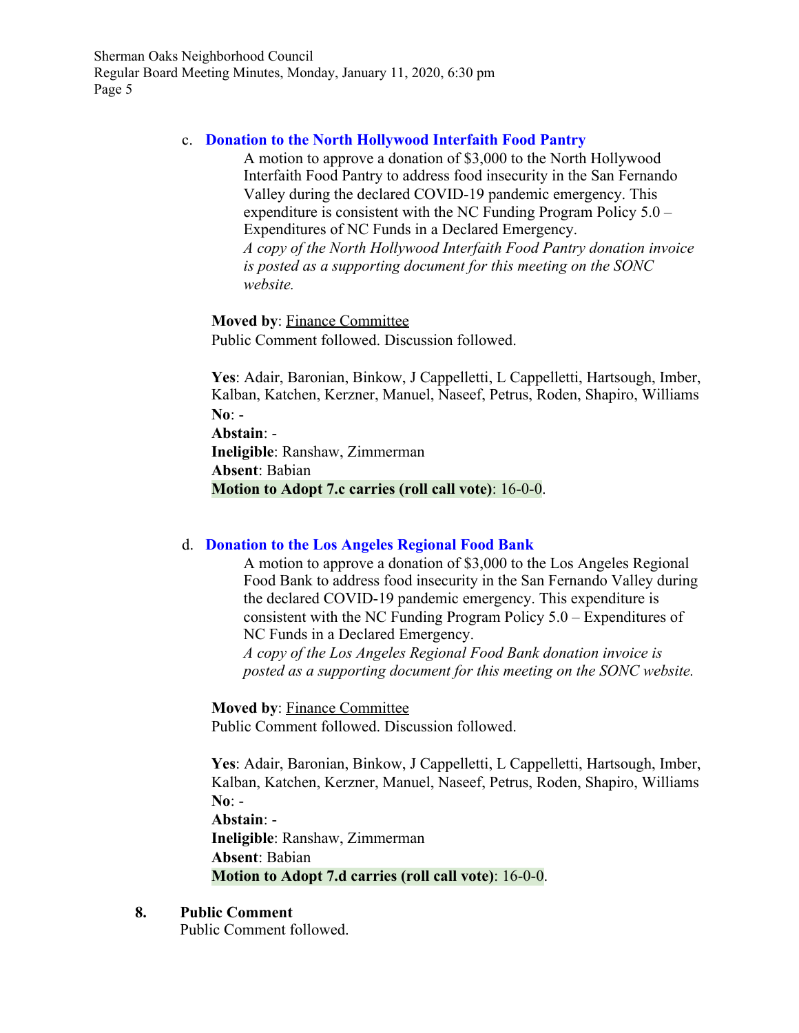c. **Donation to the North Hollywood Interfaith Food Pantry**

A motion to approve a donation of $3,000 to the North Hollywood Interfaith Food Pantry to address food insecurity in the San Fernando Valley during the declared COVID-19 pandemic emergency. This expenditure is consistent with the NC Funding Program Policy 5.0 – Expenditures of NC Funds in a Declared Emergency.
*A copy of the North Hollywood Interfaith Food Pantry donation invoice is posted as a supporting document for this meeting on the SONC website.*

**Moved by**: Finance Committee
Public Comment followed. Discussion followed.

**Yes**: Adair, Baronian, Binkow, J Cappelletti, L Cappelletti, Hartsough, Imber, Kalban, Katchen, Kerzner, Manuel, Naseef, Petrus, Roden, Shapiro, Williams
**No**: -
**Abstain**: -
**Ineligible**: Ranshaw, Zimmerman
**Absent**: Babian
**Motion to Adopt 7.c carries (roll call vote)**: 16-0-0.

d. **Donation to the Los Angeles Regional Food Bank**

A motion to approve a donation of $3,000 to the Los Angeles Regional Food Bank to address food insecurity in the San Fernando Valley during the declared COVID-19 pandemic emergency. This expenditure is consistent with the NC Funding Program Policy 5.0 – Expenditures of NC Funds in a Declared Emergency.
*A copy of the Los Angeles Regional Food Bank donation invoice is posted as a supporting document for this meeting on the SONC website.*

**Moved by**: Finance Committee
Public Comment followed. Discussion followed.

**Yes**: Adair, Baronian, Binkow, J Cappelletti, L Cappelletti, Hartsough, Imber, Kalban, Katchen, Kerzner, Manuel, Naseef, Petrus, Roden, Shapiro, Williams
**No**: -
**Abstain**: -
**Ineligible**: Ranshaw, Zimmerman
**Absent**: Babian
**Motion to Adopt 7.d carries (roll call vote)**: 16-0-0.

**8. Public Comment**
Public Comment followed.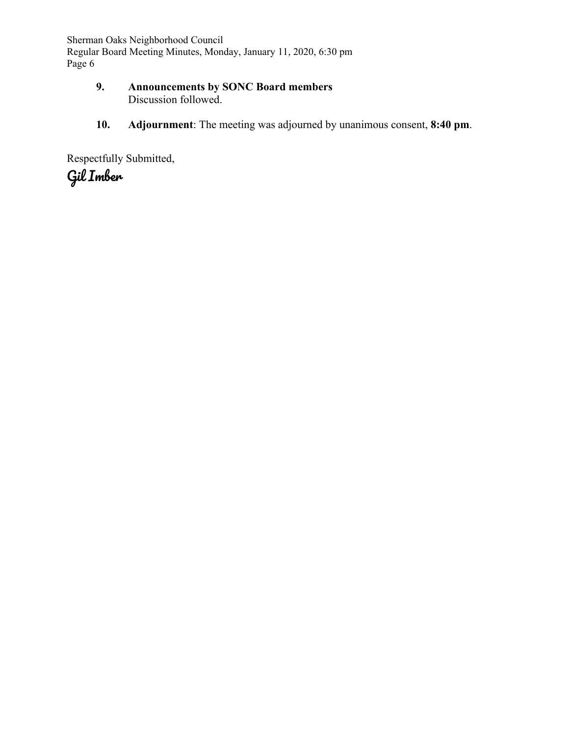**9. Announcements by SONC Board members**
Discussion followed.

**10. Adjournment**: The meeting was adjourned by unanimous consent, **8:40 pm**.

Respectfully Submitted,

Gil Imber